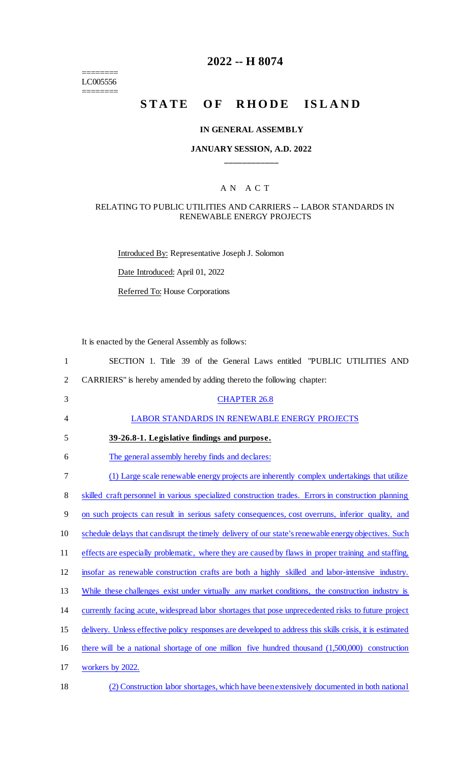# 2022 -- H 8074

========
LC005556
========

## STATE OF RHODE ISLAND

### IN GENERAL ASSEMBLY

### JANUARY SESSION, A.D. 2022

\_\_\_\_\_\_\_\_\_\_\_\_

### A N A C T

### RELATING TO PUBLIC UTILITIES AND CARRIERS -- LABOR STANDARDS IN RENEWABLE ENERGY PROJECTS

Introduced By: Representative Joseph J. Solomon

Date Introduced: April 01, 2022

Referred To: House Corporations

It is enacted by the General Assembly as follows:

1 SECTION 1. Title 39 of the General Laws entitled "PUBLIC UTILITIES AND
2 CARRIERS" is hereby amended by adding thereto the following chapter:

3 CHAPTER 26.8

4 LABOR STANDARDS IN RENEWABLE ENERGY PROJECTS

5 **39-26.8-1. Legislative findings and purpose.**

6 The general assembly hereby finds and declares:

7 (1) Large scale renewable energy projects are inherently complex undertakings that utilize
8 skilled craft personnel in various specialized construction trades. Errors in construction planning
9 on such projects can result in serious safety consequences, cost overruns, inferior quality, and
10 schedule delays that can disrupt the timely delivery of our state's renewable energy objectives. Such
11 effects are especially problematic, where they are caused by flaws in proper training and staffing,
12 insofar as renewable construction crafts are both a highly skilled and labor-intensive industry.
13 While these challenges exist under virtually any market conditions, the construction industry is
14 currently facing acute, widespread labor shortages that pose unprecedented risks to future project
15 delivery. Unless effective policy responses are developed to address this skills crisis, it is estimated
16 there will be a national shortage of one million five hundred thousand (1,500,000) construction
17 workers by 2022.

18 (2) Construction labor shortages, which have been extensively documented in both national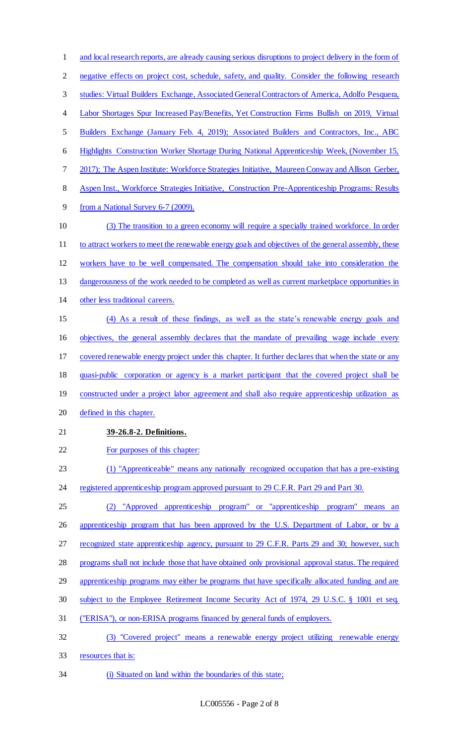and local research reports, are already causing serious disruptions to project delivery in the form of negative effects on project cost, schedule, safety, and quality. Consider the following research studies: Virtual Builders Exchange, Associated General Contractors of America, Adolfo Pesquera, Labor Shortages Spur Increased Pay/Benefits, Yet Construction Firms Bullish on 2019, Virtual Builders Exchange (January Feb. 4, 2019); Associated Builders and Contractors, Inc., ABC Highlights Construction Worker Shortage During National Apprenticeship Week, (November 15, 2017); The Aspen Institute: Workforce Strategies Initiative, Maureen Conway and Allison Gerber, Aspen Inst., Workforce Strategies Initiative, Construction Pre-Apprenticeship Programs: Results from a National Survey 6-7 (2009).

(3) The transition to a green economy will require a specially trained workforce. In order to attract workers to meet the renewable energy goals and objectives of the general assembly, these workers have to be well compensated. The compensation should take into consideration the dangerousness of the work needed to be completed as well as current marketplace opportunities in other less traditional careers.

(4) As a result of these findings, as well as the state's renewable energy goals and objectives, the general assembly declares that the mandate of prevailing wage include every covered renewable energy project under this chapter. It further declares that when the state or any quasi-public corporation or agency is a market participant that the covered project shall be constructed under a project labor agreement and shall also require apprenticeship utilization as defined in this chapter.

**39-26.8-2. Definitions.**

For purposes of this chapter:

(1) "Apprenticeable" means any nationally recognized occupation that has a pre-existing registered apprenticeship program approved pursuant to 29 C.F.R. Part 29 and Part 30.

(2) "Approved apprenticeship program" or "apprenticeship program" means an apprenticeship program that has been approved by the U.S. Department of Labor, or by a recognized state apprenticeship agency, pursuant to 29 C.F.R. Parts 29 and 30; however, such programs shall not include those that have obtained only provisional approval status. The required apprenticeship programs may either be programs that have specifically allocated funding and are subject to the Employee Retirement Income Security Act of 1974, 29 U.S.C. § 1001 et seq. ("ERISA"), or non-ERISA programs financed by general funds of employers.

(3) "Covered project" means a renewable energy project utilizing renewable energy resources that is:

(i) Situated on land within the boundaries of this state;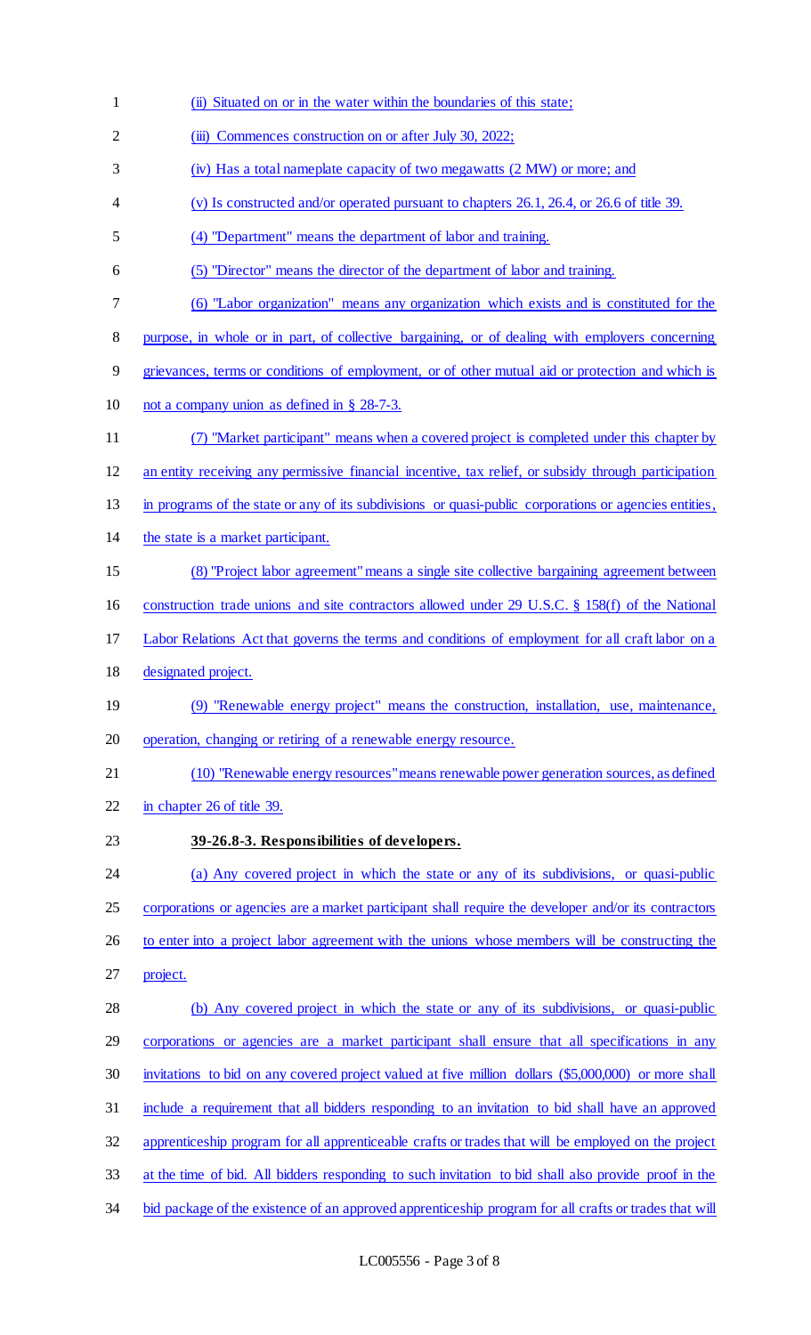(ii) Situated on or in the water within the boundaries of this state;

(iii) Commences construction on or after July 30, 2022;

(iv) Has a total nameplate capacity of two megawatts (2 MW) or more; and

(v) Is constructed and/or operated pursuant to chapters 26.1, 26.4, or 26.6 of title 39.

(4) "Department" means the department of labor and training.

(5) "Director" means the director of the department of labor and training.

(6) "Labor organization" means any organization which exists and is constituted for the purpose, in whole or in part, of collective bargaining, or of dealing with employers concerning grievances, terms or conditions of employment, or of other mutual aid or protection and which is not a company union as defined in § 28-7-3.

(7) "Market participant" means when a covered project is completed under this chapter by an entity receiving any permissive financial incentive, tax relief, or subsidy through participation in programs of the state or any of its subdivisions or quasi-public corporations or agencies entities, the state is a market participant.

(8) "Project labor agreement" means a single site collective bargaining agreement between construction trade unions and site contractors allowed under 29 U.S.C. § 158(f) of the National Labor Relations Act that governs the terms and conditions of employment for all craft labor on a designated project.

(9) "Renewable energy project" means the construction, installation, use, maintenance, operation, changing or retiring of a renewable energy resource.

(10) "Renewable energy resources" means renewable power generation sources, as defined in chapter 26 of title 39.

**39-26.8-3. Responsibilities of developers.**

(a) Any covered project in which the state or any of its subdivisions, or quasi-public corporations or agencies are a market participant shall require the developer and/or its contractors to enter into a project labor agreement with the unions whose members will be constructing the project.

(b) Any covered project in which the state or any of its subdivisions, or quasi-public corporations or agencies are a market participant shall ensure that all specifications in any invitations to bid on any covered project valued at five million dollars ($5,000,000) or more shall include a requirement that all bidders responding to an invitation to bid shall have an approved apprenticeship program for all apprenticeable crafts or trades that will be employed on the project at the time of bid. All bidders responding to such invitation to bid shall also provide proof in the bid package of the existence of an approved apprenticeship program for all crafts or trades that will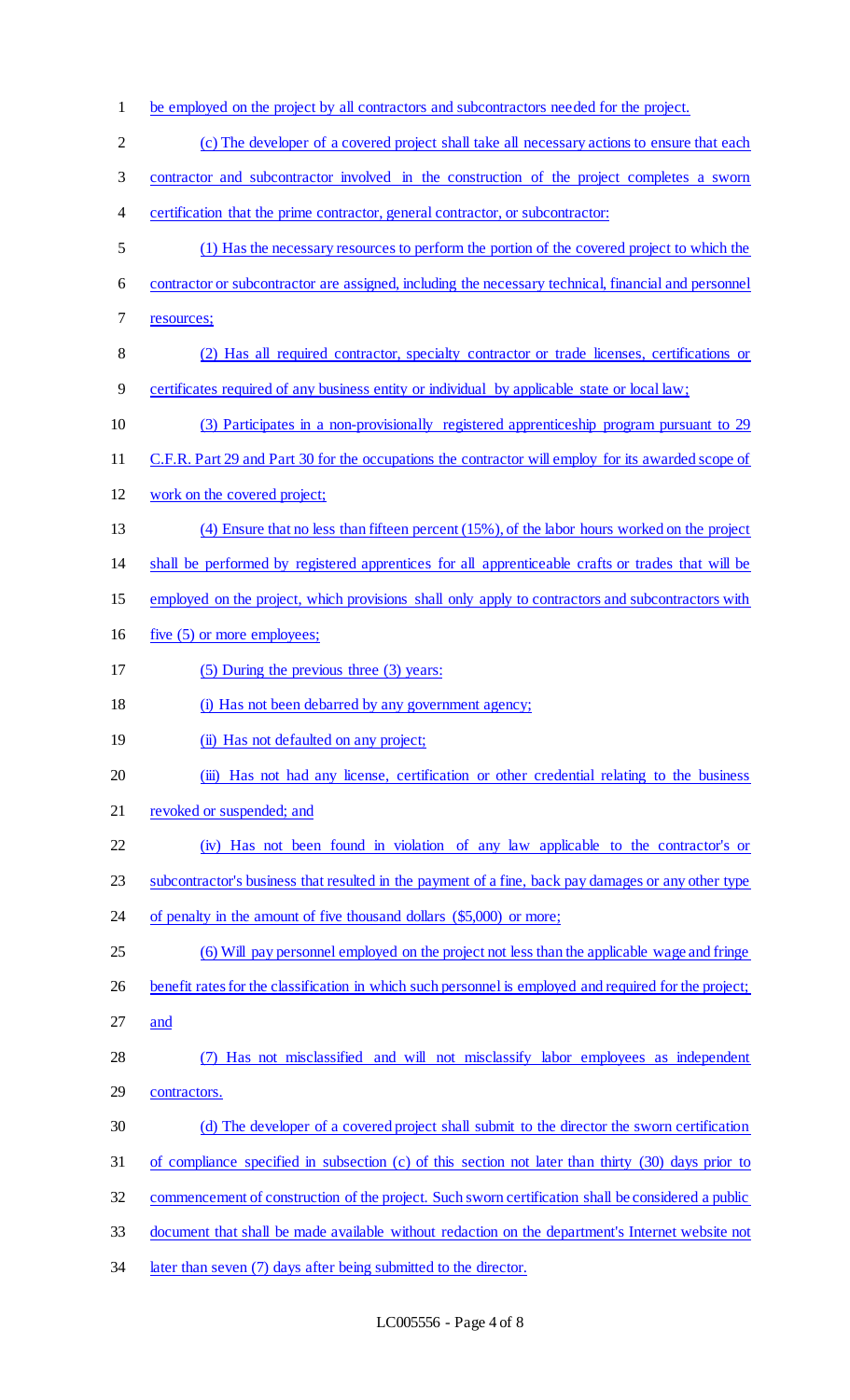be employed on the project by all contractors and subcontractors needed for the project.

(c) The developer of a covered project shall take all necessary actions to ensure that each contractor and subcontractor involved in the construction of the project completes a sworn certification that the prime contractor, general contractor, or subcontractor:

(1) Has the necessary resources to perform the portion of the covered project to which the contractor or subcontractor are assigned, including the necessary technical, financial and personnel resources;

(2) Has all required contractor, specialty contractor or trade licenses, certifications or certificates required of any business entity or individual by applicable state or local law;

(3) Participates in a non-provisionally registered apprenticeship program pursuant to 29 C.F.R. Part 29 and Part 30 for the occupations the contractor will employ for its awarded scope of work on the covered project;

(4) Ensure that no less than fifteen percent (15%), of the labor hours worked on the project shall be performed by registered apprentices for all apprenticeable crafts or trades that will be employed on the project, which provisions shall only apply to contractors and subcontractors with five (5) or more employees;

(5) During the previous three (3) years:

(i) Has not been debarred by any government agency;

(ii) Has not defaulted on any project;

(iii) Has not had any license, certification or other credential relating to the business revoked or suspended; and

(iv) Has not been found in violation of any law applicable to the contractor's or subcontractor's business that resulted in the payment of a fine, back pay damages or any other type of penalty in the amount of five thousand dollars ($5,000) or more;

(6) Will pay personnel employed on the project not less than the applicable wage and fringe benefit rates for the classification in which such personnel is employed and required for the project; and

(7) Has not misclassified and will not misclassify labor employees as independent contractors.

(d) The developer of a covered project shall submit to the director the sworn certification of compliance specified in subsection (c) of this section not later than thirty (30) days prior to commencement of construction of the project. Such sworn certification shall be considered a public document that shall be made available without redaction on the department's Internet website not later than seven (7) days after being submitted to the director.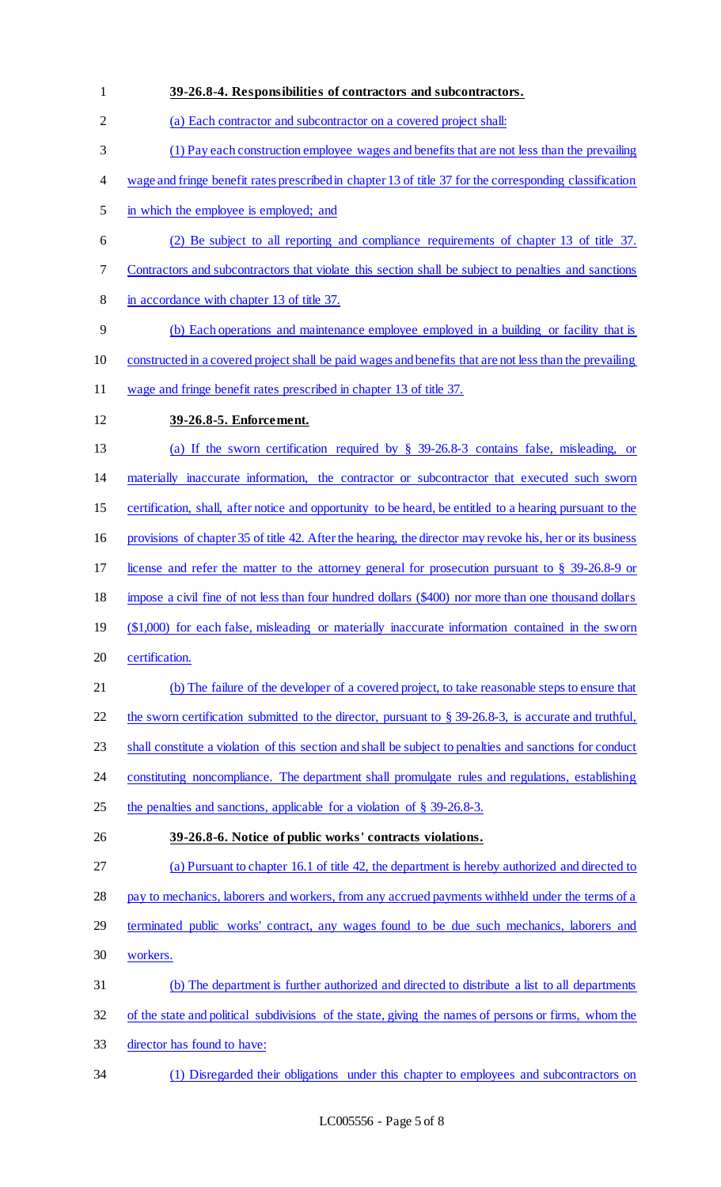**39-26.8-4. Responsibilities of contractors and subcontractors.**

(a) Each contractor and subcontractor on a covered project shall:

(1) Pay each construction employee wages and benefits that are not less than the prevailing wage and fringe benefit rates prescribed in chapter 13 of title 37 for the corresponding classification in which the employee is employed; and

(2) Be subject to all reporting and compliance requirements of chapter 13 of title 37. Contractors and subcontractors that violate this section shall be subject to penalties and sanctions in accordance with chapter 13 of title 37.

(b) Each operations and maintenance employee employed in a building or facility that is constructed in a covered project shall be paid wages and benefits that are not less than the prevailing wage and fringe benefit rates prescribed in chapter 13 of title 37.

**39-26.8-5. Enforcement.**

(a) If the sworn certification required by § 39-26.8-3 contains false, misleading, or materially inaccurate information, the contractor or subcontractor that executed such sworn certification, shall, after notice and opportunity to be heard, be entitled to a hearing pursuant to the provisions of chapter 35 of title 42. After the hearing, the director may revoke his, her or its business license and refer the matter to the attorney general for prosecution pursuant to § 39-26.8-9 or impose a civil fine of not less than four hundred dollars ($400) nor more than one thousand dollars ($1,000) for each false, misleading or materially inaccurate information contained in the sworn certification.

(b) The failure of the developer of a covered project, to take reasonable steps to ensure that the sworn certification submitted to the director, pursuant to § 39-26.8-3, is accurate and truthful, shall constitute a violation of this section and shall be subject to penalties and sanctions for conduct constituting noncompliance. The department shall promulgate rules and regulations, establishing the penalties and sanctions, applicable for a violation of § 39-26.8-3.

**39-26.8-6. Notice of public works' contracts violations.**

(a) Pursuant to chapter 16.1 of title 42, the department is hereby authorized and directed to pay to mechanics, laborers and workers, from any accrued payments withheld under the terms of a terminated public works' contract, any wages found to be due such mechanics, laborers and workers.

(b) The department is further authorized and directed to distribute a list to all departments of the state and political subdivisions of the state, giving the names of persons or firms, whom the director has found to have:

(1) Disregarded their obligations under this chapter to employees and subcontractors on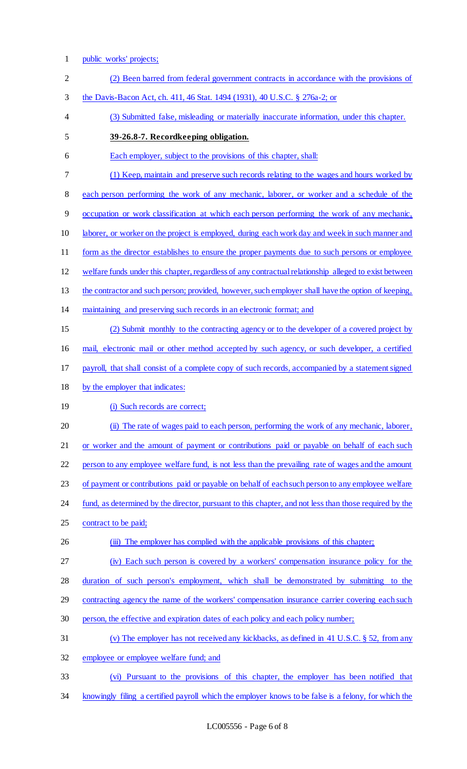public works' projects;

(2) Been barred from federal government contracts in accordance with the provisions of the Davis-Bacon Act, ch. 411, 46 Stat. 1494 (1931), 40 U.S.C. § 276a-2; or

(3) Submitted false, misleading or materially inaccurate information, under this chapter.

**39-26.8-7. Recordkeeping obligation.**

Each employer, subject to the provisions of this chapter, shall:

(1) Keep, maintain and preserve such records relating to the wages and hours worked by each person performing the work of any mechanic, laborer, or worker and a schedule of the occupation or work classification at which each person performing the work of any mechanic, laborer, or worker on the project is employed, during each work day and week in such manner and form as the director establishes to ensure the proper payments due to such persons or employee welfare funds under this chapter, regardless of any contractual relationship alleged to exist between the contractor and such person; provided, however, such employer shall have the option of keeping, maintaining and preserving such records in an electronic format; and

(2) Submit monthly to the contracting agency or to the developer of a covered project by mail, electronic mail or other method accepted by such agency, or such developer, a certified payroll, that shall consist of a complete copy of such records, accompanied by a statement signed by the employer that indicates:

(i) Such records are correct;

(ii) The rate of wages paid to each person, performing the work of any mechanic, laborer, or worker and the amount of payment or contributions paid or payable on behalf of each such person to any employee welfare fund, is not less than the prevailing rate of wages and the amount of payment or contributions paid or payable on behalf of each such person to any employee welfare fund, as determined by the director, pursuant to this chapter, and not less than those required by the contract to be paid;

(iii) The employer has complied with the applicable provisions of this chapter;

(iv) Each such person is covered by a workers' compensation insurance policy for the duration of such person's employment, which shall be demonstrated by submitting to the contracting agency the name of the workers' compensation insurance carrier covering each such person, the effective and expiration dates of each policy and each policy number;

(v) The employer has not received any kickbacks, as defined in 41 U.S.C. § 52, from any employee or employee welfare fund; and

(vi) Pursuant to the provisions of this chapter, the employer has been notified that knowingly filing a certified payroll which the employer knows to be false is a felony, for which the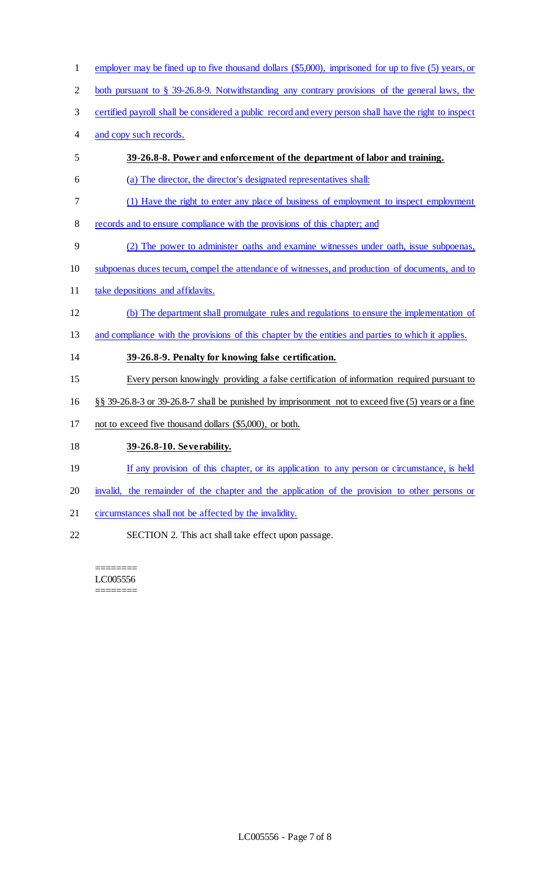employer may be fined up to five thousand dollars ($5,000), imprisoned for up to five (5) years, or both pursuant to § 39-26.8-9. Notwithstanding any contrary provisions of the general laws, the certified payroll shall be considered a public record and every person shall have the right to inspect and copy such records.

**39-26.8-8. Power and enforcement of the department of labor and training.**

(a) The director, the director's designated representatives shall:

(1) Have the right to enter any place of business of employment to inspect employment records and to ensure compliance with the provisions of this chapter; and

(2) The power to administer oaths and examine witnesses under oath, issue subpoenas, subpoenas duces tecum, compel the attendance of witnesses, and production of documents, and to take depositions and affidavits.

(b) The department shall promulgate rules and regulations to ensure the implementation of and compliance with the provisions of this chapter by the entities and parties to which it applies.

**39-26.8-9. Penalty for knowing false certification.**

Every person knowingly providing a false certification of information required pursuant to §§ 39-26.8-3 or 39-26.8-7 shall be punished by imprisonment not to exceed five (5) years or a fine not to exceed five thousand dollars ($5,000), or both.

**39-26.8-10. Severability.**

If any provision of this chapter, or its application to any person or circumstance, is held invalid, the remainder of the chapter and the application of the provision to other persons or circumstances shall not be affected by the invalidity.

SECTION 2. This act shall take effect upon passage.

========
LC005556
========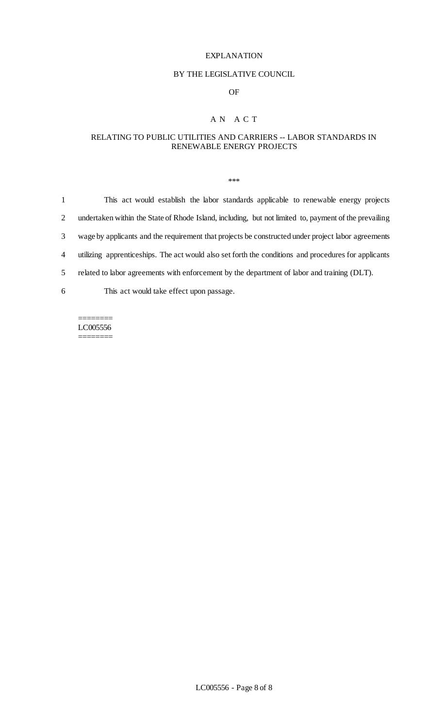EXPLANATION

BY THE LEGISLATIVE COUNCIL

OF

A N A C T

RELATING TO PUBLIC UTILITIES AND CARRIERS -- LABOR STANDARDS IN RENEWABLE ENERGY PROJECTS

\*\*\*

This act would establish the labor standards applicable to renewable energy projects undertaken within the State of Rhode Island, including, but not limited to, payment of the prevailing wage by applicants and the requirement that projects be constructed under project labor agreements utilizing apprenticeships. The act would also set forth the conditions and procedures for applicants related to labor agreements with enforcement by the department of labor and training (DLT).

This act would take effect upon passage.

========
LC005556
========